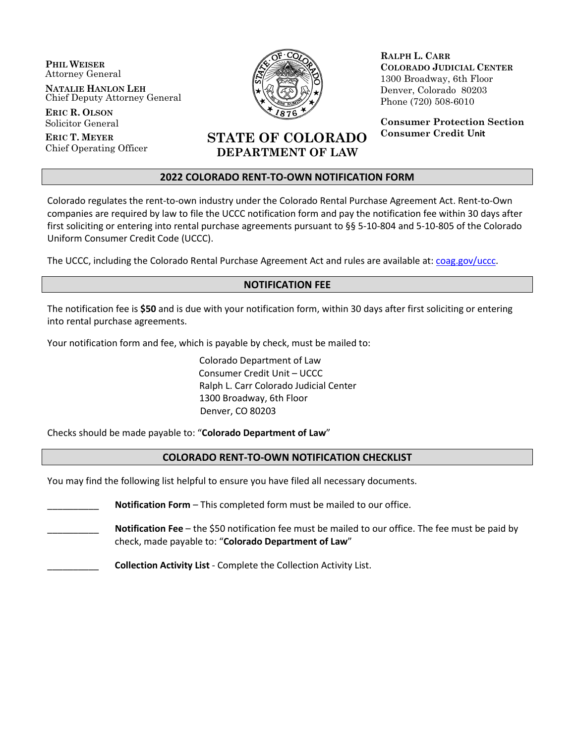**PHIL WEISER**
Attorney General

**NATALIE HANLON LEH**
Chief Deputy Attorney General

**ERIC R. OLSON**
Solicitor General

**ERIC T. MEYER**
Chief Operating Officer

**STATE OF COLORADO**
**DEPARTMENT OF LAW**

**RALPH L. CARR**
**COLORADO JUDICIAL CENTER**
1300 Broadway, 6th Floor
Denver, Colorado 80203
Phone (720) 508-6010

**Consumer Protection Section**
**Consumer Credit Unit**

## 2022 COLORADO RENT-TO-OWN NOTIFICATION FORM

Colorado regulates the rent-to-own industry under the Colorado Rental Purchase Agreement Act. Rent-to-Own companies are required by law to file the UCCC notification form and pay the notification fee within 30 days after first soliciting or entering into rental purchase agreements pursuant to §§ 5-10-804 and 5-10-805 of the Colorado Uniform Consumer Credit Code (UCCC).

The UCCC, including the Colorado Rental Purchase Agreement Act and rules are available at: coag.gov/uccc.

## NOTIFICATION FEE

The notification fee is **$50** and is due with your notification form, within 30 days after first soliciting or entering into rental purchase agreements.

Your notification form and fee, which is payable by check, must be mailed to:

Colorado Department of Law
Consumer Credit Unit – UCCC
Ralph L. Carr Colorado Judicial Center
1300 Broadway, 6th Floor
Denver, CO 80203

Checks should be made payable to: "**Colorado Department of Law**"

## COLORADO RENT-TO-OWN NOTIFICATION CHECKLIST

You may find the following list helpful to ensure you have filed all necessary documents.

__________ **Notification Form** – This completed form must be mailed to our office.

__________ **Notification Fee** – the $50 notification fee must be mailed to our office. The fee must be paid by check, made payable to: "**Colorado Department of Law**"

__________ **Collection Activity List** - Complete the Collection Activity List.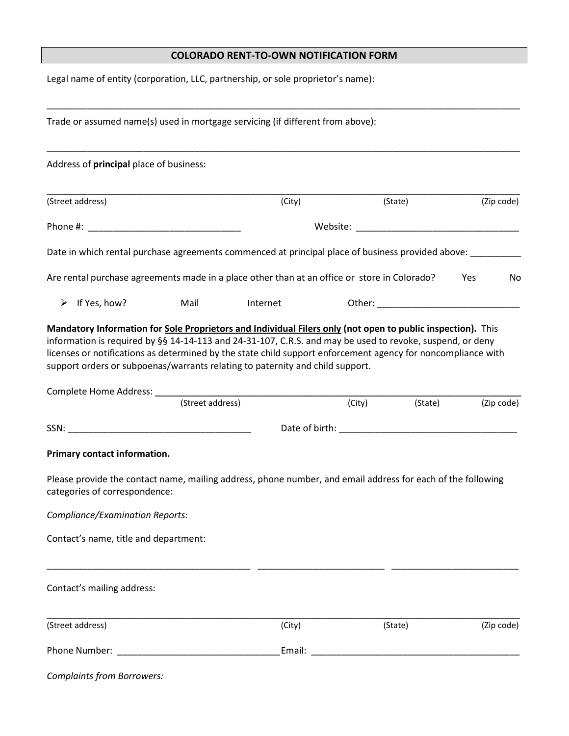## COLORADO RENT-TO-OWN NOTIFICATION FORM

Legal name of entity (corporation, LLC, partnership, or sole proprietor's name):

_______________________________________________________________________________________________

Trade or assumed name(s) used in mortgage servicing (if different from above):

_______________________________________________________________________________________________

Address of **principal** place of business:

_______________________________________________________________________________________________
(Street address) (City) (State) (Zip code)

Phone #: ______________________________ Website: ________________________________

Date in which rental purchase agreements commenced at principal place of business provided above: __________

Are rental purchase agreements made in a place other than at an office or store in Colorado? Yes No

- If Yes, how? Mail Internet Other: ____________________________

**Mandatory Information for <u>Sole Proprietors and Individual Filers only</u> (not open to public inspection).** This information is required by §§ 14-14-113 and 24-31-107, C.R.S. and may be used to revoke, suspend, or deny licenses or notifications as determined by the state child support enforcement agency for noncompliance with support orders or subpoenas/warrants relating to paternity and child support.

Complete Home Address: ____________________________________________________________________
(Street address) (City) (State) (Zip code)

SSN: ____________________________________ Date of birth: ___________________________________

**Primary contact information.**

Please provide the contact name, mailing address, phone number, and email address for each of the following categories of correspondence:

*Compliance/Examination Reports:*

Contact's name, title and department:

________________________________________ ________________________ ________________________

Contact's mailing address:

_______________________________________________________________________________________________
(Street address) (City) (State) (Zip code)

Phone Number: ________________________________ Email: __________________________________________

*Complaints from Borrowers:*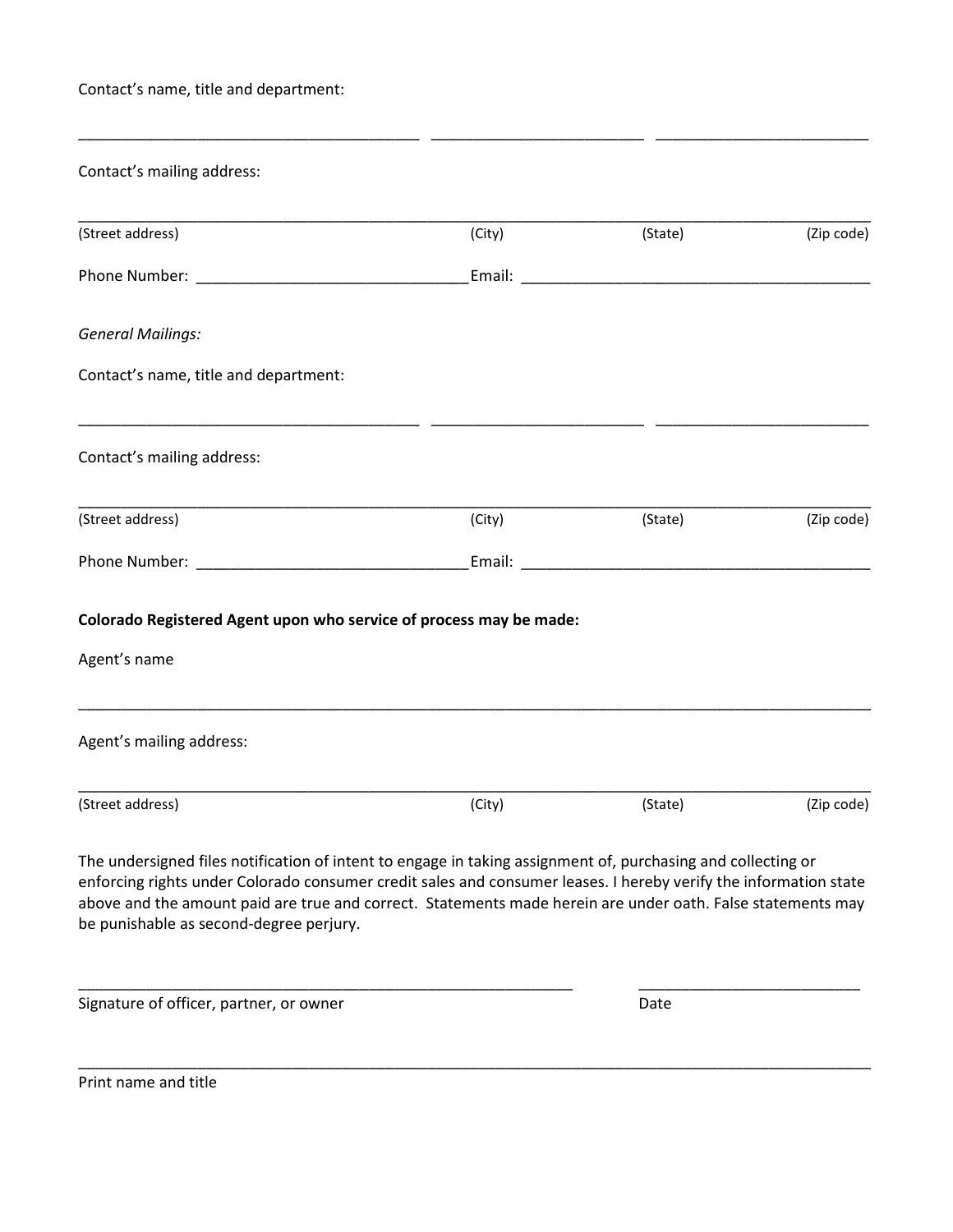Contact's name, title and department:

\_\_\_\_\_\_\_\_\_\_\_\_\_\_\_\_\_\_\_\_\_\_\_\_\_\_\_\_\_\_\_\_\_\_\_\_\_\_\_\_ \_\_\_\_\_\_\_\_\_\_\_\_\_\_\_\_\_\_\_\_\_\_\_\_\_ \_\_\_\_\_\_\_\_\_\_\_\_\_\_\_\_\_\_\_\_\_\_\_\_\_

Contact's mailing address:

\_\_\_\_\_\_\_\_\_\_\_\_\_\_\_\_\_\_\_\_\_\_\_\_\_\_\_\_\_\_\_\_\_\_\_\_\_\_\_\_\_\_\_\_\_\_\_\_\_\_\_\_\_\_\_\_\_\_\_\_\_\_\_\_\_\_\_\_\_\_\_\_\_\_\_\_\_\_\_\_\_\_\_\_\_\_\_\_\_\_

(Street address) (City) (State) (Zip code)

Phone Number: \_\_\_\_\_\_\_\_\_\_\_\_\_\_\_\_\_\_\_\_\_\_\_\_\_\_\_\_\_\_\_ Email: \_\_\_\_\_\_\_\_\_\_\_\_\_\_\_\_\_\_\_\_\_\_\_\_\_\_\_\_\_\_\_\_\_\_\_\_\_\_\_\_\_

*General Mailings:*

Contact's name, title and department:

\_\_\_\_\_\_\_\_\_\_\_\_\_\_\_\_\_\_\_\_\_\_\_\_\_\_\_\_\_\_\_\_\_\_\_\_\_\_\_\_ \_\_\_\_\_\_\_\_\_\_\_\_\_\_\_\_\_\_\_\_\_\_\_\_\_ \_\_\_\_\_\_\_\_\_\_\_\_\_\_\_\_\_\_\_\_\_\_\_\_\_

Contact's mailing address:

\_\_\_\_\_\_\_\_\_\_\_\_\_\_\_\_\_\_\_\_\_\_\_\_\_\_\_\_\_\_\_\_\_\_\_\_\_\_\_\_\_\_\_\_\_\_\_\_\_\_\_\_\_\_\_\_\_\_\_\_\_\_\_\_\_\_\_\_\_\_\_\_\_\_\_\_\_\_\_\_\_\_\_\_\_\_\_\_\_\_

(Street address) (City) (State) (Zip code)

Phone Number: \_\_\_\_\_\_\_\_\_\_\_\_\_\_\_\_\_\_\_\_\_\_\_\_\_\_\_\_\_\_\_ Email: \_\_\_\_\_\_\_\_\_\_\_\_\_\_\_\_\_\_\_\_\_\_\_\_\_\_\_\_\_\_\_\_\_\_\_\_\_\_\_\_\_

**Colorado Registered Agent upon who service of process may be made:**

Agent's name

\_\_\_\_\_\_\_\_\_\_\_\_\_\_\_\_\_\_\_\_\_\_\_\_\_\_\_\_\_\_\_\_\_\_\_\_\_\_\_\_\_\_\_\_\_\_\_\_\_\_\_\_\_\_\_\_\_\_\_\_\_\_\_\_\_\_\_\_\_\_\_\_\_\_\_\_\_\_\_\_\_\_\_\_\_\_\_\_\_\_

Agent's mailing address:

\_\_\_\_\_\_\_\_\_\_\_\_\_\_\_\_\_\_\_\_\_\_\_\_\_\_\_\_\_\_\_\_\_\_\_\_\_\_\_\_\_\_\_\_\_\_\_\_\_\_\_\_\_\_\_\_\_\_\_\_\_\_\_\_\_\_\_\_\_\_\_\_\_\_\_\_\_\_\_\_\_\_\_\_\_\_\_\_\_\_

(Street address) (City) (State) (Zip code)

The undersigned files notification of intent to engage in taking assignment of, purchasing and collecting or enforcing rights under Colorado consumer credit sales and consumer leases. I hereby verify the information state above and the amount paid are true and correct. Statements made herein are under oath. False statements may be punishable as second-degree perjury.

\_\_\_\_\_\_\_\_\_\_\_\_\_\_\_\_\_\_\_\_\_\_\_\_\_\_\_\_\_\_\_\_\_\_\_\_\_\_\_\_\_\_\_\_\_\_\_\_\_\_\_\_\_\_\_\_\_\_\_ \_\_\_\_\_\_\_\_\_\_\_\_\_\_\_\_\_\_\_\_\_\_\_\_\_\_\_

Signature of officer, partner, or owner Date

\_\_\_\_\_\_\_\_\_\_\_\_\_\_\_\_\_\_\_\_\_\_\_\_\_\_\_\_\_\_\_\_\_\_\_\_\_\_\_\_\_\_\_\_\_\_\_\_\_\_\_\_\_\_\_\_\_\_\_\_\_\_\_\_\_\_\_\_\_\_\_\_\_\_\_\_\_\_\_\_\_\_\_\_\_\_\_\_\_\_

Print name and title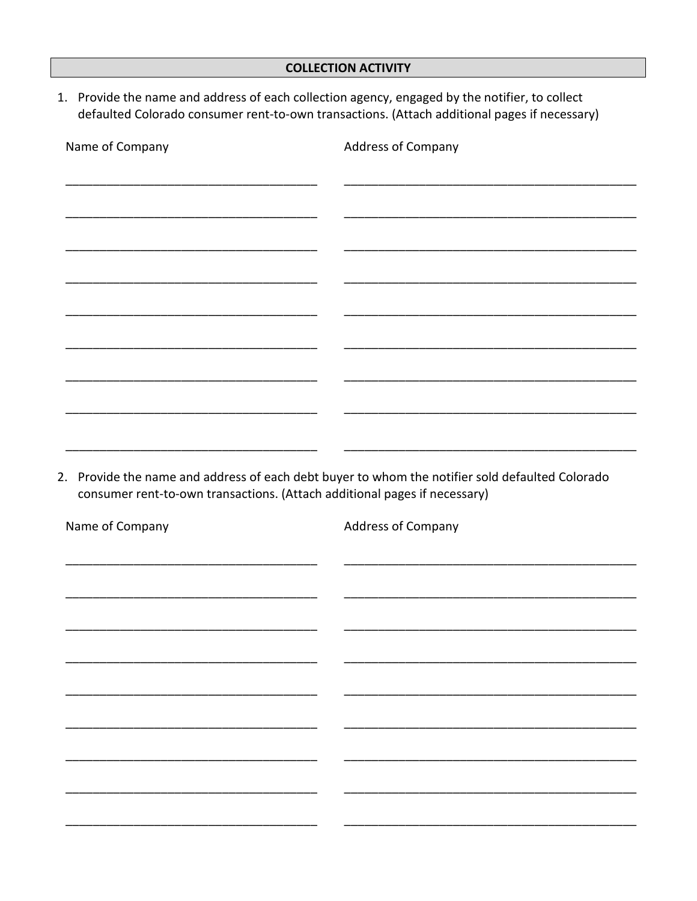## COLLECTION ACTIVITY

1. Provide the name and address of each collection agency, engaged by the notifier, to collect defaulted Colorado consumer rent-to-own transactions. (Attach additional pages if necessary)

| Name of Company | Address of Company |
|---|---|
| | |
| | |
| | |
| | |
| | |
| | |
| | |
| | |
| | |

2. Provide the name and address of each debt buyer to whom the notifier sold defaulted Colorado consumer rent-to-own transactions. (Attach additional pages if necessary)

| Name of Company | Address of Company |
|---|---|
| | |
| | |
| | |
| | |
| | |
| | |
| | |
| | |
| | |